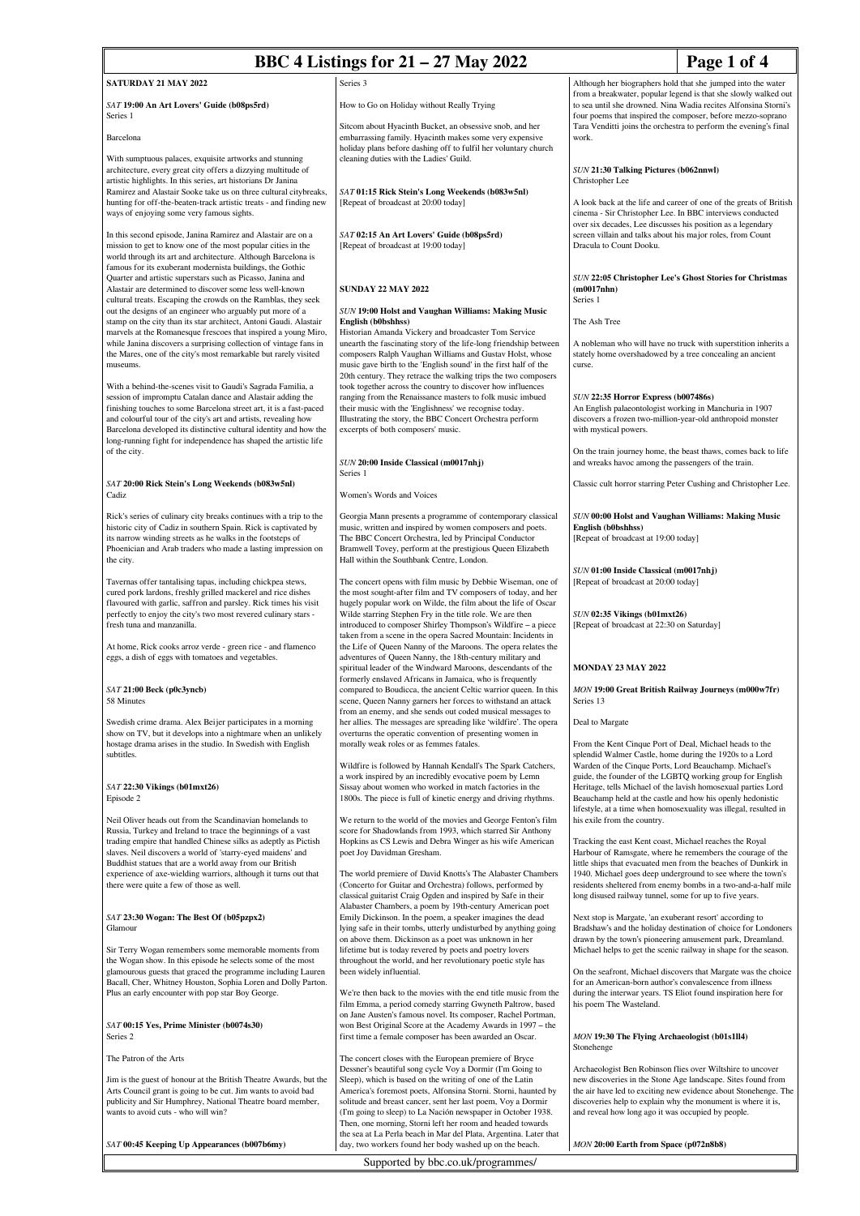# BBC 4 Listings for 21 – 27 May 2022

## SATURDAY 21 MAY 2022

### *SAT* 19:00 An Art Lovers' Guide (b08ps5rd)

Series 1

Barcelona

With sumptuous palaces, exquisite artworks and stunning architecture, every great city offers a dizzying multitude of artistic highlights. In this series, art historians Dr Janina Ramirez and Alastair Sooke take us on three cultural citybreaks, hunting for off-the-beaten-track artistic treats - and finding new ways of enjoying some very famous sights.

In this second episode, Janina Ramirez and Alastair are on a mission to get to know one of the most popular cities in the world through its art and architecture. Although Barcelona is famous for its exuberant modernista buildings, the Gothic Quarter and artistic superstars such as Picasso, Janina and Alastair are determined to discover some less well-known cultural treats. Escaping the crowds on the Ramblas, they seek out the designs of an engineer who arguably put more of a stamp on the city than its star architect, Antoni Gaudi. Alastair marvels at the Romanesque frescoes that inspired a young Miro, while Janina discovers a surprising collection of vintage fans in the Mares, one of the city's most remarkable but rarely visited museums.

With a behind-the-scenes visit to Gaudi's Sagrada Familia, a session of impromptu Catalan dance and Alastair adding the finishing touches to some Barcelona street art, it is a fast-paced and colourful tour of the city's art and artists, revealing how Barcelona developed its distinctive cultural identity and how the long-running fight for independence has shaped the artistic life of the city.

### *SAT* 20:00 Rick Stein's Long Weekends (b083w5nl)

Cadiz

Rick's series of culinary city breaks continues with a trip to the historic city of Cadiz in southern Spain. Rick is captivated by its narrow winding streets as he walks in the footsteps of Phoenician and Arab traders who made a lasting impression on the city.

Tavernas offer tantalising tapas, including chickpea stews, cured pork lardons, freshly grilled mackerel and rice dishes flavoured with garlic, saffron and parsley. Rick times his visit perfectly to enjoy the city's two most revered culinary stars - fresh tuna and manzanilla.

At home, Rick cooks arroz verde - green rice - and flamenco eggs, a dish of eggs with tomatoes and vegetables.

### *SAT* 21:00 Beck (p0c3yncb)

58 Minutes

Swedish crime drama. Alex Beijer participates in a morning show on TV, but it develops into a nightmare when an unlikely hostage drama arises in the studio. In Swedish with English subtitles.

### *SAT* 22:30 Vikings (b01mxt26)

Episode 2

Neil Oliver heads out from the Scandinavian homelands to Russia, Turkey and Ireland to trace the beginnings of a vast trading empire that handled Chinese silks as adeptly as Pictish slaves. Neil discovers a world of 'starry-eyed maidens' and Buddhist statues that are a world away from our British experience of axe-wielding warriors, although it turns out that there were quite a few of those as well.

### *SAT* 23:30 Wogan: The Best Of (b05pzpx2)

Glamour

Sir Terry Wogan remembers some memorable moments from the Wogan show. In this episode he selects some of the most glamourous guests that graced the programme including Lauren Bacall, Cher, Whitney Houston, Sophia Loren and Dolly Parton. Plus an early encounter with pop star Boy George.

### *SAT* 00:15 Yes, Prime Minister (b0074s30)

Series 2

The Patron of the Arts

Jim is the guest of honour at the British Theatre Awards, but the Arts Council grant is going to be cut. Jim wants to avoid bad publicity and Sir Humphrey, National Theatre board member, wants to avoid cuts - who will win?

### *SAT* 00:45 Keeping Up Appearances (b007b6my)

Series 3

How to Go on Holiday without Really Trying

Sitcom about Hyacinth Bucket, an obsessive snob, and her embarrassing family. Hyacinth makes some very expensive holiday plans before dashing off to fulfil her voluntary church cleaning duties with the Ladies' Guild.

### *SAT* 01:15 Rick Stein's Long Weekends (b083w5nl)

[Repeat of broadcast at 20:00 today]

### *SAT* 02:15 An Art Lovers' Guide (b08ps5rd)

[Repeat of broadcast at 19:00 today]

## SUNDAY 22 MAY 2022

### *SUN* 19:00 Holst and Vaughan Williams: Making Music English (b0bshhss)

Historian Amanda Vickery and broadcaster Tom Service unearth the fascinating story of the life-long friendship between composers Ralph Vaughan Williams and Gustav Holst, whose music gave birth to the 'English sound' in the first half of the 20th century. They retrace the walking trips the two composers took together across the country to discover how influences ranging from the Renaissance masters to folk music imbued their music with the 'Englishness' we recognise today. Illustrating the story, the BBC Concert Orchestra perform excerpts of both composers' music.

### *SUN* 20:00 Inside Classical (m0017nhj)

Series 1

Women's Words and Voices

Georgia Mann presents a programme of contemporary classical music, written and inspired by women composers and poets. The BBC Concert Orchestra, led by Principal Conductor Bramwell Tovey, perform at the prestigious Queen Elizabeth Hall within the Southbank Centre, London.

The concert opens with film music by Debbie Wiseman, one of the most sought-after film and TV composers of today, and her hugely popular work on Wilde, the film about the life of Oscar Wilde starring Stephen Fry in the title role. We are then introduced to composer Shirley Thompson's Wildfire – a piece taken from a scene in the opera Sacred Mountain: Incidents in the Life of Queen Nanny of the Maroons. The opera relates the adventures of Queen Nanny, the 18th-century military and spiritual leader of the Windward Maroons, descendants of the formerly enslaved Africans in Jamaica, who is frequently compared to Boudicca, the ancient Celtic warrior queen. In this scene, Queen Nanny garners her forces to withstand an attack from an enemy, and she sends out coded musical messages to her allies. The messages are spreading like 'wildfire'. The opera overturns the operatic convention of presenting women in morally weak roles or as femmes fatales.

Wildfire is followed by Hannah Kendall's The Spark Catchers, a work inspired by an incredibly evocative poem by Lemn Sissay about women who worked in match factories in the 1800s. The piece is full of kinetic energy and driving rhythms.

We return to the world of the movies and George Fenton's film score for Shadowlands from 1993, which starred Sir Anthony Hopkins as CS Lewis and Debra Winger as his wife American poet Joy Davidman Gresham.

The world premiere of David Knotts's The Alabaster Chambers (Concerto for Guitar and Orchestra) follows, performed by classical guitarist Craig Ogden and inspired by Safe in their Alabaster Chambers, a poem by 19th-century American poet Emily Dickinson. In the poem, a speaker imagines the dead lying safe in their tombs, utterly undisturbed by anything going on above them. Dickinson as a poet was unknown in her lifetime but is today revered by poets and poetry lovers throughout the world, and her revolutionary poetic style has been widely influential.

We're then back to the movies with the end title music from the film Emma, a period comedy starring Gwyneth Paltrow, based on Jane Austen's famous novel. Its composer, Rachel Portman, won Best Original Score at the Academy Awards in 1997 – the first time a female composer has been awarded an Oscar.

The concert closes with the European premiere of Bryce Dessner's beautiful song cycle Voy a Dormir (I'm Going to Sleep), which is based on the writing of one of the Latin America's foremost poets, Alfonsina Storni. Storni, haunted by solitude and breast cancer, sent her last poem, Voy a Dormir (I'm going to sleep) to La Nación newspaper in October 1938. Then, one morning, Storni left her room and headed towards the sea at La Perla beach in Mar del Plata, Argentina. Later that day, two workers found her body washed up on the beach. Although her biographers hold that she jumped into the water from a breakwater, popular legend is that she slowly walked out to sea until she drowned. Nina Wadia recites Alfonsina Storni's four poems that inspired the composer, before mezzo-soprano Tara Venditti joins the orchestra to perform the evening's final work.

### *SUN* 21:30 Talking Pictures (b062nnwl)

Christopher Lee

A look back at the life and career of one of the greats of British cinema - Sir Christopher Lee. In BBC interviews conducted over six decades, Lee discusses his position as a legendary screen villain and talks about his major roles, from Count Dracula to Count Dooku.

### *SUN* 22:05 Christopher Lee's Ghost Stories for Christmas (m0017nhn)

Series 1

The Ash Tree

A nobleman who will have no truck with superstition inherits a stately home overshadowed by a tree concealing an ancient curse.

### *SUN* 22:35 Horror Express (b007486s)

An English palaeontologist working in Manchuria in 1907 discovers a frozen two-million-year-old anthropoid monster with mystical powers.

On the train journey home, the beast thaws, comes back to life and wreaks havoc among the passengers of the train.

Classic cult horror starring Peter Cushing and Christopher Lee.

### *SUN* 00:00 Holst and Vaughan Williams: Making Music English (b0bshhss)

[Repeat of broadcast at 19:00 today]

### *SUN* 01:00 Inside Classical (m0017nhj)

[Repeat of broadcast at 20:00 today]

### *SUN* 02:35 Vikings (b01mxt26)

[Repeat of broadcast at 22:30 on Saturday]

## MONDAY 23 MAY 2022

### *MON* 19:00 Great British Railway Journeys (m000w7fr)

Series 13

Deal to Margate

From the Kent Cinque Port of Deal, Michael heads to the splendid Walmer Castle, home during the 1920s to a Lord Warden of the Cinque Ports, Lord Beauchamp. Michael's guide, the founder of the LGBTQ working group for English Heritage, tells Michael of the lavish homosexual parties Lord Beauchamp held at the castle and how his openly hedonistic lifestyle, at a time when homosexuality was illegal, resulted in his exile from the country.

Tracking the east Kent coast, Michael reaches the Royal Harbour of Ramsgate, where he remembers the courage of the little ships that evacuated men from the beaches of Dunkirk in 1940. Michael goes deep underground to see where the town's residents sheltered from enemy bombs in a two-and-a-half mile long disused railway tunnel, some for up to five years.

Next stop is Margate, 'an exuberant resort' according to Bradshaw's and the holiday destination of choice for Londoners drawn by the town's pioneering amusement park, Dreamland. Michael helps to get the scenic railway in shape for the season.

On the seafront, Michael discovers that Margate was the choice for an American-born author's convalescence from illness during the interwar years. TS Eliot found inspiration here for his poem The Wasteland.

### *MON* 19:30 The Flying Archaeologist (b01s1ll4)

Stonehenge

Archaeologist Ben Robinson flies over Wiltshire to uncover new discoveries in the Stone Age landscape. Sites found from the air have led to exciting new evidence about Stonehenge. The discoveries help to explain why the monument is where it is, and reveal how long ago it was occupied by people.

### *MON* 20:00 Earth from Space (p072n8b8)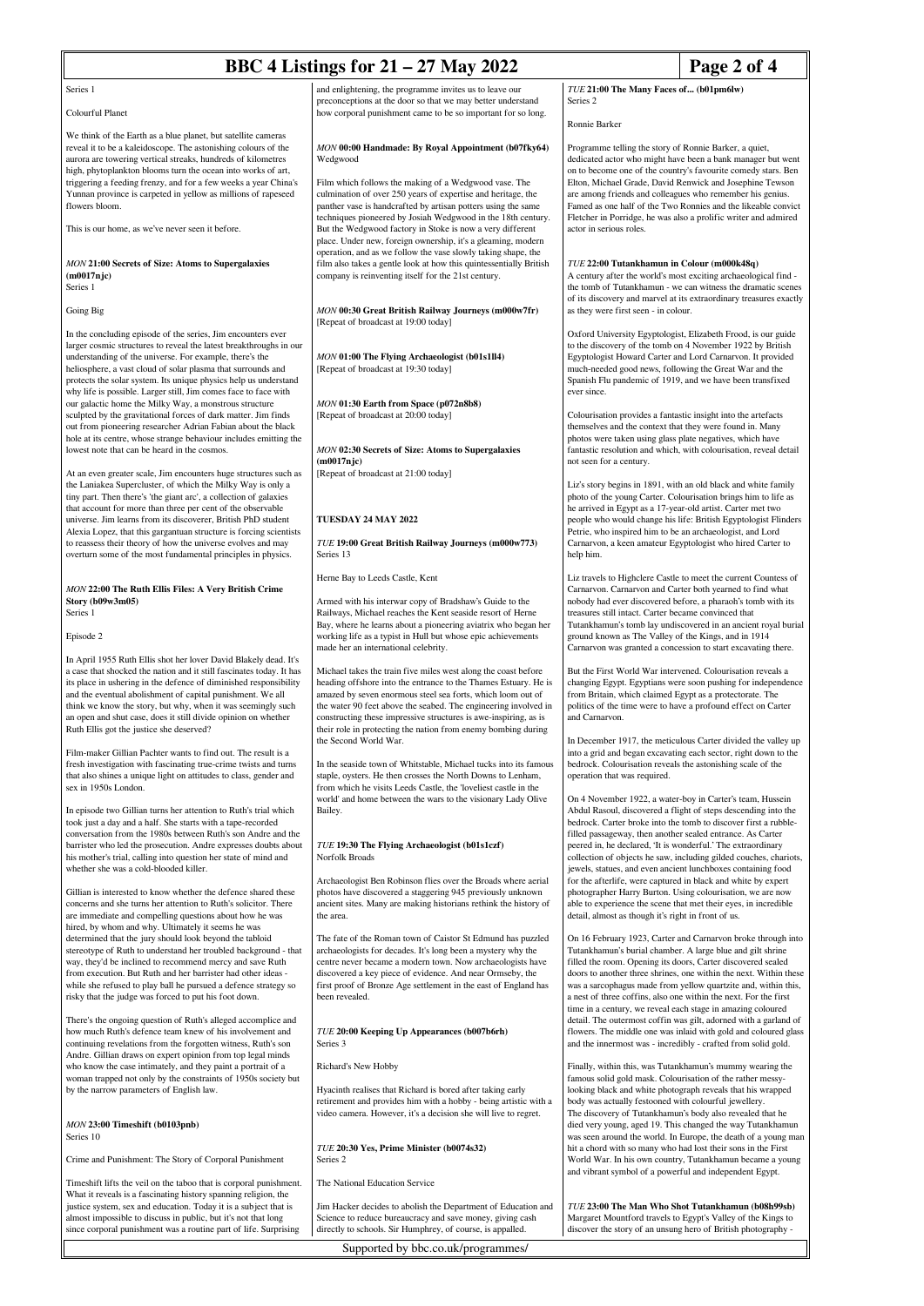Series 1

Colourful Planet

We think of the Earth as a blue planet, but satellite cameras reveal it to be a kaleidoscope. The astonishing colours of the aurora are towering vertical streaks, hundreds of kilometres high, phytoplankton blooms turn the ocean into works of art, triggering a feeding frenzy, and for a few weeks a year China's Yunnan province is carpeted in yellow as millions of rapeseed flowers bloom.

This is our home, as we've never seen it before.

***MON* 21:00 Secrets of Size: Atoms to Supergalaxies (m0017njc)**
Series 1

Going Big

In the concluding episode of the series, Jim encounters ever larger cosmic structures to reveal the latest breakthroughs in our understanding of the universe. For example, there's the heliosphere, a vast cloud of solar plasma that surrounds and protects the solar system. Its unique physics help us understand why life is possible. Larger still, Jim comes face to face with our galactic home the Milky Way, a monstrous structure sculpted by the gravitational forces of dark matter. Jim finds out from pioneering researcher Adrian Fabian about the black hole at its centre, whose strange behaviour includes emitting the lowest note that can be heard in the cosmos.

At an even greater scale, Jim encounters huge structures such as the Laniakea Supercluster, of which the Milky Way is only a tiny part. Then there's 'the giant arc', a collection of galaxies that account for more than three per cent of the observable universe. Jim learns from its discoverer, British PhD student Alexia Lopez, that this gargantuan structure is forcing scientists to reassess their theory of how the universe evolves and may overturn some of the most fundamental principles in physics.

***MON* 22:00 The Ruth Ellis Files: A Very British Crime Story (b09w3m05)**
Series 1

Episode 2

In April 1955 Ruth Ellis shot her lover David Blakely dead. It's a case that shocked the nation and it still fascinates today. It has its place in ushering in the defence of diminished responsibility and the eventual abolishment of capital punishment. We all think we know the story, but why, when it was seemingly such an open and shut case, does it still divide opinion on whether Ruth Ellis got the justice she deserved?

Film-maker Gillian Pachter wants to find out. The result is a fresh investigation with fascinating true-crime twists and turns that also shines a unique light on attitudes to class, gender and sex in 1950s London.

In episode two Gillian turns her attention to Ruth's trial which took just a day and a half. She starts with a tape-recorded conversation from the 1980s between Ruth's son Andre and the barrister who led the prosecution. Andre expresses doubts about his mother's trial, calling into question her state of mind and whether she was a cold-blooded killer.

Gillian is interested to know whether the defence shared these concerns and she turns her attention to Ruth's solicitor. There are immediate and compelling questions about how he was hired, by whom and why. Ultimately it seems he was determined that the jury should look beyond the tabloid stereotype of Ruth to understand her troubled background - that way, they'd be inclined to recommend mercy and save Ruth from execution. But Ruth and her barrister had other ideas - while she refused to play ball he pursued a defence strategy so risky that the judge was forced to put his foot down.

There's the ongoing question of Ruth's alleged accomplice and how much Ruth's defence team knew of his involvement and continuing revelations from the forgotten witness, Ruth's son Andre. Gillian draws on expert opinion from top legal minds who know the case intimately, and they paint a portrait of a woman trapped not only by the constraints of 1950s society but by the narrow parameters of English law.

***MON* 23:00 Timeshift (b0103pnb)**
Series 10

Crime and Punishment: The Story of Corporal Punishment

Timeshift lifts the veil on the taboo that is corporal punishment. What it reveals is a fascinating history spanning religion, the justice system, sex and education. Today it is a subject that is almost impossible to discuss in public, but it's not that long since corporal punishment was a routine part of life. Surprising and enlightening, the programme invites us to leave our preconceptions at the door so that we may better understand how corporal punishment came to be so important for so long.

***MON* 00:00 Handmade: By Royal Appointment (b07fky64)**
Wedgwood

Film which follows the making of a Wedgwood vase. The culmination of over 250 years of expertise and heritage, the panther vase is handcrafted by artisan potters using the same techniques pioneered by Josiah Wedgwood in the 18th century. But the Wedgwood factory in Stoke is now a very different place. Under new, foreign ownership, it's a gleaming, modern operation, and as we follow the vase slowly taking shape, the film also takes a gentle look at how this quintessentially British company is reinventing itself for the 21st century.

***MON* 00:30 Great British Railway Journeys (m000w7fr)**
[Repeat of broadcast at 19:00 today]

***MON* 01:00 The Flying Archaeologist (b01s1ll4)**
[Repeat of broadcast at 19:30 today]

***MON* 01:30 Earth from Space (p072n8b8)**
[Repeat of broadcast at 20:00 today]

***MON* 02:30 Secrets of Size: Atoms to Supergalaxies (m0017njc)**
[Repeat of broadcast at 21:00 today]

## TUESDAY 24 MAY 2022

***TUE* 19:00 Great British Railway Journeys (m000w773)**
Series 13

Herne Bay to Leeds Castle, Kent

Armed with his interwar copy of Bradshaw's Guide to the Railways, Michael reaches the Kent seaside resort of Herne Bay, where he learns about a pioneering aviatrix who began her working life as a typist in Hull but whose epic achievements made her an international celebrity.

Michael takes the train five miles west along the coast before heading offshore into the entrance to the Thames Estuary. He is amazed by seven enormous steel sea forts, which loom out of the water 90 feet above the seabed. The engineering involved in constructing these impressive structures is awe-inspiring, as is their role in protecting the nation from enemy bombing during the Second World War.

In the seaside town of Whitstable, Michael tucks into its famous staple, oysters. He then crosses the North Downs to Lenham, from which he visits Leeds Castle, the 'loveliest castle in the world' and home between the wars to the visionary Lady Olive Bailey.

***TUE* 19:30 The Flying Archaeologist (b01s1czf)**
Norfolk Broads

Archaeologist Ben Robinson flies over the Broads where aerial photos have discovered a staggering 945 previously unknown ancient sites. Many are making historians rethink the history of the area.

The fate of the Roman town of Caistor St Edmund has puzzled archaeologists for decades. It's long been a mystery why the centre never became a modern town. Now archaeologists have discovered a key piece of evidence. And near Ormesby, the first proof of Bronze Age settlement in the east of England has been revealed.

***TUE* 20:00 Keeping Up Appearances (b007b6rh)**
Series 3

Richard's New Hobby

Hyacinth realises that Richard is bored after taking early retirement and provides him with a hobby - being artistic with a video camera. However, it's a decision she will live to regret.

***TUE* 20:30 Yes, Prime Minister (b0074s32)**
Series 2

The National Education Service

Jim Hacker decides to abolish the Department of Education and Science to reduce bureaucracy and save money, giving cash directly to schools. Sir Humphrey, of course, is appalled.

***TUE* 21:00 The Many Faces of... (b01pm6lw)**
Series 2

Ronnie Barker

Programme telling the story of Ronnie Barker, a quiet, dedicated actor who might have been a bank manager but went on to become one of the country's favourite comedy stars. Ben Elton, Michael Grade, David Renwick and Josephine Tewson are among friends and colleagues who remember his genius. Famed as one half of the Two Ronnies and the likeable convict Fletcher in Porridge, he was also a prolific writer and admired actor in serious roles.

***TUE* 22:00 Tutankhamun in Colour (m000k48q)**
A century after the world's most exciting archaeological find - the tomb of Tutankhamun - we can witness the dramatic scenes of its discovery and marvel at its extraordinary treasures exactly as they were first seen - in colour.

Oxford University Egyptologist, Elizabeth Frood, is our guide to the discovery of the tomb on 4 November 1922 by British Egyptologist Howard Carter and Lord Carnarvon. It provided much-needed good news, following the Great War and the Spanish Flu pandemic of 1919, and we have been transfixed ever since.

Colourisation provides a fantastic insight into the artefacts themselves and the context that they were found in. Many photos were taken using glass plate negatives, which have fantastic resolution and which, with colourisation, reveal detail not seen for a century.

Liz's story begins in 1891, with an old black and white family photo of the young Carter. Colourisation brings him to life as he arrived in Egypt as a 17-year-old artist. Carter met two people who would change his life: British Egyptologist Flinders Petrie, who inspired him to be an archaeologist, and Lord Carnarvon, a keen amateur Egyptologist who hired Carter to help him.

Liz travels to Highclere Castle to meet the current Countess of Carnarvon. Carnarvon and Carter both yearned to find what nobody had ever discovered before, a pharaoh's tomb with its treasures still intact. Carter became convinced that Tutankhamun's tomb lay undiscovered in an ancient royal burial ground known as The Valley of the Kings, and in 1914 Carnarvon was granted a concession to start excavating there.

But the First World War intervened. Colourisation reveals a changing Egypt. Egyptians were soon pushing for independence from Britain, which claimed Egypt as a protectorate. The politics of the time were to have a profound effect on Carter and Carnarvon.

In December 1917, the meticulous Carter divided the valley up into a grid and began excavating each sector, right down to the bedrock. Colourisation reveals the astonishing scale of the operation that was required.

On 4 November 1922, a water-boy in Carter's team, Hussein Abdul Rasoul, discovered a flight of steps descending into the bedrock. Carter broke into the tomb to discover first a rubble-filled passageway, then another sealed entrance. As Carter peered in, he declared, 'It is wonderful.' The extraordinary collection of objects he saw, including gilded couches, chariots, jewels, statues, and even ancient lunchboxes containing food for the afterlife, were captured in black and white by expert photographer Harry Burton. Using colourisation, we are now able to experience the scene that met their eyes, in incredible detail, almost as though it's right in front of us.

On 16 February 1923, Carter and Carnarvon broke through into Tutankhamun's burial chamber. A large blue and gilt shrine filled the room. Opening its doors, Carter discovered sealed doors to another three shrines, one within the next. Within these was a sarcophagus made from yellow quartzite and, within this, a nest of three coffins, also one within the next. For the first time in a century, we reveal each stage in amazing coloured detail. The outermost coffin was gilt, adorned with a garland of flowers. The middle one was inlaid with gold and coloured glass and the innermost was - incredibly - crafted from solid gold.

Finally, within this, was Tutankhamun's mummy wearing the famous solid gold mask. Colourisation of the rather messy-looking black and white photograph reveals that his wrapped body was actually festooned with colourful jewellery.
The discovery of Tutankhamun's body also revealed that he died very young, aged 19. This changed the way Tutankhamun was seen around the world. In Europe, the death of a young man hit a chord with so many who had lost their sons in the First World War. In his own country, Tutankhamun became a young and vibrant symbol of a powerful and independent Egypt.

***TUE* 23:00 The Man Who Shot Tutankhamun (b08h99sb)**
Margaret Mountford travels to Egypt's Valley of the Kings to discover the story of an unsung hero of British photography -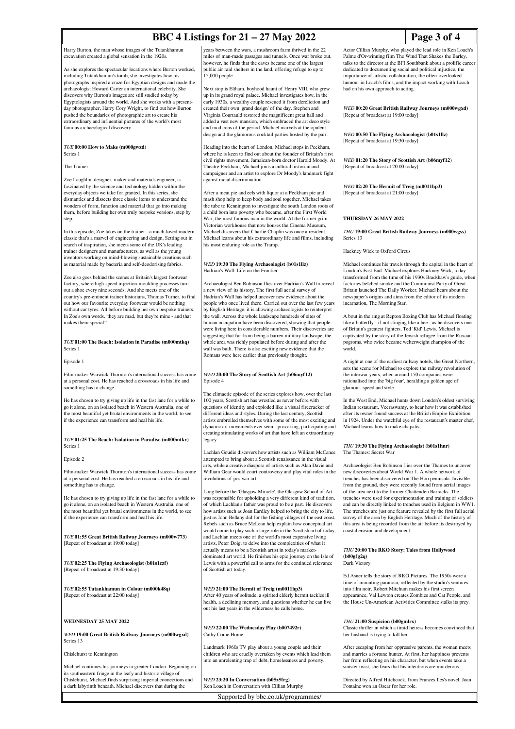Harry Burton, the man whose images of the Tutankhamun excavation created a global sensation in the 1920s.

As she explores the spectacular locations where Burton worked, including Tutankhamun's tomb, she investigates how his photographs inspired a craze for Egyptian designs and made the archaeologist Howard Carter an international celebrity. She discovers why Burton's images are still studied today by Egyptologists around the world. And she works with a present-day photographer, Harry Cory Wright, to find out how Burton pushed the boundaries of photographic art to create his extraordinary and influential pictures of the world's most famous archaeological discovery.

*TUE* **00:00 How to Make (m000gwzd)**
Series 1

The Trainer

Zoe Laughlin, designer, maker and materials engineer, is fascinated by the science and technology hidden within the everyday objects we take for granted. In this series, she dismantles and dissects three classic items to understand the wonders of form, function and material that go into making them, before building her own truly bespoke versions, step by step.

In this episode, Zoe takes on the trainer - a much-loved modern classic that's a marvel of engineering and design. Setting out in search of inspiration, she meets some of the UK's leading trainer designers and manufacturers, as well as the young inventors working on mind-blowing sustainable creations such as material made by bacteria and self-deodorising fabrics.

Zoe also goes behind the scenes at Britain's largest footwear factory, where high-speed injection-moulding processes turn out a shoe every nine seconds. And she meets one of the country's pre-eminent trainer historians, Thomas Turner, to find out how our favourite everyday footwear would be nothing without car tyres. All before building her own bespoke trainers. In Zoe's own words, 'they are mad, but they're mine - and that makes them special!'

*TUE* **01:00 The Beach: Isolation in Paradise (m000mtkq)**
Series 1

Episode 1

Film-maker Warwick Thornton's international success has come at a personal cost. He has reached a crossroads in his life and something has to change.

He has chosen to try giving up life in the fast lane for a while to go it alone, on an isolated beach in Western Australia, one of the most beautiful yet brutal environments in the world, to see if the experience can transform and heal his life.

*TUE* **01:25 The Beach: Isolation in Paradise (m000mtkv)**
Series 1

Episode 2

Film-maker Warwick Thornton's international success has come at a personal cost. He has reached a crossroads in his life and something has to change.

He has chosen to try giving up life in the fast lane for a while to go it alone, on an isolated beach in Western Australia, one of the most beautiful yet brutal environments in the world, to see if the experience can transform and heal his life.

*TUE* **01:55 Great British Railway Journeys (m000w773)**
[Repeat of broadcast at 19:00 today]

*TUE* **02:25 The Flying Archaeologist (b01s1czf)**
[Repeat of broadcast at 19:30 today]

*TUE* **02:55 Tutankhamun in Colour (m000k48q)**
[Repeat of broadcast at 22:00 today]

**WEDNESDAY 25 MAY 2022**

*WED* **19:00 Great British Railway Journeys (m000wgxd)**
Series 13

Chislehurst to Kennington

Michael continues his journeys in greater London. Beginning on its southeastern fringe in the leafy and historic village of Chislehurst, Michael finds surprising imperial connections and a dark labyrinth beneath. Michael discovers that during the years between the wars, a mushroom farm thrived in the 22 miles of man-made passages and tunnels. Once war broke out, however, he finds that the caves became one of the largest public air raid shelters in the land, offering refuge to up to 15,000 people.

Next stop is Eltham, boyhood haunt of Henry VIII, who grew up in its grand royal palace. Michael investigates how, in the early 1930s, a wealthy couple rescued it from dereliction and created their own 'grand design' of the day. Stephen and Virginia Courtauld restored the magnificent great hall and added a vast new mansion, which embraced the art deco style and mod cons of the period. Michael marvels at the opulent design and the glamorous cocktail parties hosted by the pair.

Heading into the heart of London, Michael stops in Peckham, where he is keen to find out about the founder of Britain's first civil rights movement, Jamaican-born doctor Harold Moody. At Theatre Peckham, Michael joins a cultural historian and campaigner and an artist to explore Dr Moody's landmark fight against racial discrimination.

After a meat pie and eels with liquor at a Peckham pie and mash shop help to keep body and soul together, Michael takes the tube to Kennington to investigate the south London roots of a child born into poverty who became, after the First World War, the most famous man in the world. At the former grim Victorian workhouse that now houses the Cinema Museum, Michael discovers that Charlie Chaplin was once a resident. Michael learns about his extraordinary life and films, including his most enduring role as the Tramp.

*WED* **19:30 The Flying Archaeologist (b01s1llz)**
Hadrian's Wall: Life on the Frontier

Archaeologist Ben Robinson flies over Hadrian's Wall to reveal a new view of its history. The first full aerial survey of Hadrian's Wall has helped uncover new evidence about the people who once lived there. Carried out over the last few years by English Heritage, it is allowing archaeologists to reinterpret the wall. Across the whole landscape hundreds of sites of human occupation have been discovered, showing that people were living here in considerable numbers. Their discoveries are suggesting that far from being a barren military landscape, the whole area was richly populated before during and after the wall was built. There is also exciting new evidence that the Romans were here earlier than previously thought.

*WED* **20:00 The Story of Scottish Art (b06myf12)**
Episode 4

The climactic episode of the series explores how, over the last 100 years, Scottish art has wrestled as never before with questions of identity and exploded like a visual firecracker of different ideas and styles. During the last century, Scottish artists embroiled themselves with some of the most exciting and dynamic art movements ever seen - provoking, participating and creating stimulating works of art that have left an extraordinary legacy.

Lachlan Goudie discovers how artists such as William McCance attempted to bring about a Scottish renaissance in the visual arts, while a creative diaspora of artists such as Alan Davie and William Gear would court controversy and play vital roles in the revolutions of postwar art.

Long before the 'Glasgow Miracle', the Glasgow School of Art was responsible for upholding a very different kind of tradition, of which Lachlan's father was proud to be a part. He discovers how artists such as Joan Eardley helped to bring the city to life, just as John Bellany did for the fishing villages of the east coast. Rebels such as Bruce McLean help explain how conceptual art would come to play such a large role in the Scottish art of today, and Lachlan meets one of the world's most expensive living artists, Peter Doig, to delve into the complexities of what it actually means to be a Scottish artist in today's market-dominated art world. He finishes his epic journey on the Isle of Lewis with a powerful call to arms for the continued relevance of Scottish art today.

*WED* **21:00 The Hermit of Treig (m0011hp3)**
After 40 years of solitude, a spirited elderly hermit tackles ill health, a declining memory, and questions whether he can live out his last years in the wilderness he calls home.

*WED* **22:00 The Wednesday Play (b007492r)**
Cathy Come Home

Landmark 1960s TV play about a young couple and their children who are cruelly overtaken by events which lead them into an unrelenting trap of debt, homelessness and poverty.

*WED* **23:20 In Conversation (b05z5frg)**
Ken Loach in Conversation with Cillian Murphy

Actor Cillian Murphy, who played the lead role in Ken Loach's Palme d'Or-winning film The Wind That Shakes the Barley, talks to the director at the BFI Southbank about a prolific career dedicated to documenting social and political injustice, the importance of artistic collaboration, the often-overlooked humour in Loach's films, and the impact working with Loach had on his own approach to acting.

*WED* **00:20 Great British Railway Journeys (m000wgxd)**
[Repeat of broadcast at 19:00 today]

*WED* **00:50 The Flying Archaeologist (b01s1llz)**
[Repeat of broadcast at 19:30 today]

*WED* **01:20 The Story of Scottish Art (b06myf12)**
[Repeat of broadcast at 20:00 today]

*WED* **02:20 The Hermit of Treig (m0011hp3)**
[Repeat of broadcast at 21:00 today]

**THURSDAY 26 MAY 2022**

*THU* **19:00 Great British Railway Journeys (m000wgss)**
Series 13

Hackney Wick to Oxford Circus

Michael continues his travels through the capital in the heart of London's East End. Michael explores Hackney Wick, today transformed from the time of his 1930s Bradshaw's guide, when factories belched smoke and the Communist Party of Great Britain launched The Daily Worker. Michael hears about the newspaper's origins and aims from the editor of its modern incarnation, The Morning Star.

A bout in the ring at Repton Boxing Club has Michael floating like a butterfly - if not stinging like a bee - as he discovers one of Britain's greatest fighters, Ted 'Kid' Lewis. Michael is captivated by the story of the Jewish refugee from the Russian pogroms, who twice became welterweight champion of the world.

A night at one of the earliest railway hotels, the Great Northern, sets the scene for Michael to explore the railway revolution of the interwar years, when around 150 companies were rationalised into the 'big four', heralding a golden age of glamour, speed and style.

In the West End, Michael hunts down London's oldest surviving Indian restaurant, Veeraswamy, to hear how it was established after its owner found success at the British Empire Exhibition in 1924. Under the watchful eye of the restaurant's master chef, Michael learns how to make chapatis.

*THU* **19:30 The Flying Archaeologist (b01s1hnr)**
The Thames: Secret War

Archaeologist Ben Robinson flies over the Thames to uncover new discoveries about World War 1. A whole network of trenches has been discovered on The Hoo peninsula. Invisible from the ground, they were recently found from aerial images of the area next to the former Chattenden Barracks. The trenches were used for experimentation and training of soldiers and can be directly linked to trenches used in Belgium in WW1. The trenches are just one feature revealed by the first full aerial survey of the area by English Heritage. Much of the history of this area is being recorded from the air before its destroyed by coastal erosion and development.

*THU* **20:00 The RKO Story: Tales from Hollywood (b00gfg2q)**
Dark Victory

Ed Asner tells the story of RKO Pictures. The 1950s were a time of mounting paranoia, reflected by the studio's ventures into film noir. Robert Mitchum makes his first screen appearance, Val Lewton creates Zombies and Cat People, and the House Un-American Activities Committee stalks its prey.

*THU* **21:00 Suspicion (b00gmlrx)**
Classic thriller in which a timid heiress becomes convinced that her husband is trying to kill her.

After escaping from her oppressive parents, the woman meets and marries a fortune hunter. At first, her happiness prevents her from reflecting on his character, but when events take a sinister twist, she fears that his intentions are murderous.

Directed by Alfred Hitchcock, from Frances Iles's novel. Joan Fontaine won an Oscar for her role.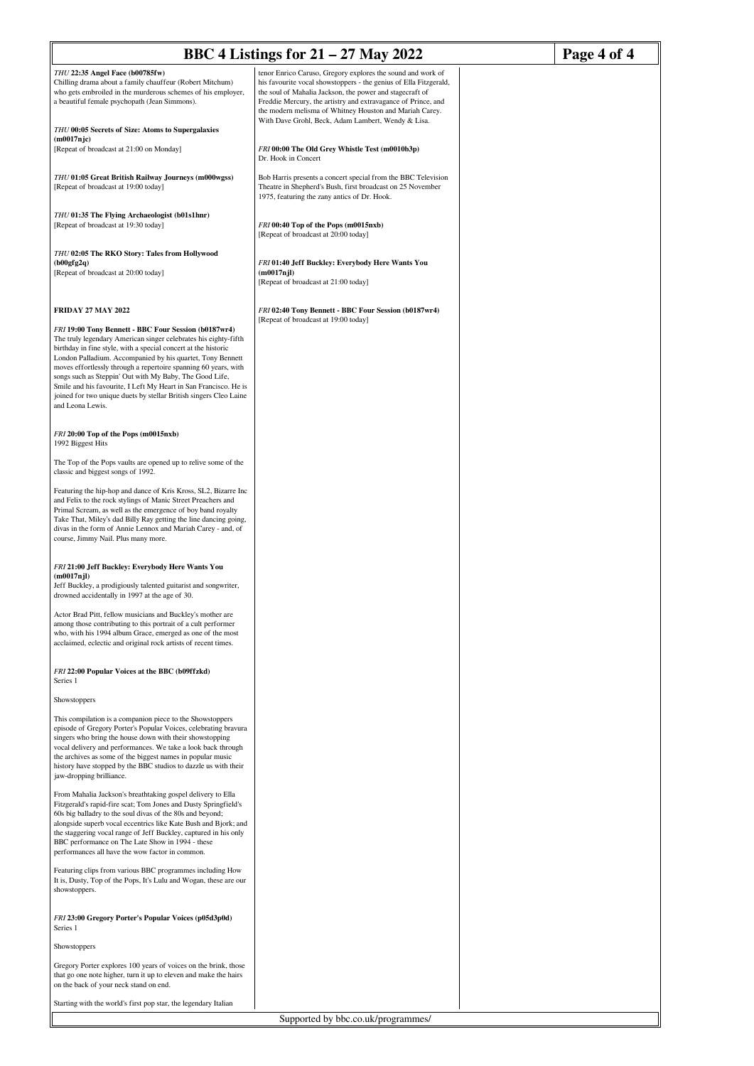*THU* **22:35 Angel Face (b00785fw)**
Chilling drama about a family chauffeur (Robert Mitchum) who gets embroiled in the murderous schemes of his employer, a beautiful female psychopath (Jean Simmons).

*THU* **00:05 Secrets of Size: Atoms to Supergalaxies (m0017njc)**
[Repeat of broadcast at 21:00 on Monday]

*THU* **01:05 Great British Railway Journeys (m000wgss)**
[Repeat of broadcast at 19:00 today]

*THU* **01:35 The Flying Archaeologist (b01s1hnr)**
[Repeat of broadcast at 19:30 today]

*THU* **02:05 The RKO Story: Tales from Hollywood (b00gfg2q)**
[Repeat of broadcast at 20:00 today]

## FRIDAY 27 MAY 2022

*FRI* **19:00 Tony Bennett - BBC Four Session (b0187wr4)**
The truly legendary American singer celebrates his eighty-fifth birthday in fine style, with a special concert at the historic London Palladium. Accompanied by his quartet, Tony Bennett moves effortlessly through a repertoire spanning 60 years, with songs such as Steppin' Out with My Baby, The Good Life, Smile and his favourite, I Left My Heart in San Francisco. He is joined for two unique duets by stellar British singers Cleo Laine and Leona Lewis.

*FRI* **20:00 Top of the Pops (m0015nxb)**
1992 Biggest Hits

The Top of the Pops vaults are opened up to relive some of the classic and biggest songs of 1992.

Featuring the hip-hop and dance of Kris Kross, SL2, Bizarre Inc and Felix to the rock stylings of Manic Street Preachers and Primal Scream, as well as the emergence of boy band royalty Take That, Miley's dad Billy Ray getting the line dancing going, divas in the form of Annie Lennox and Mariah Carey - and, of course, Jimmy Nail. Plus many more.

*FRI* **21:00 Jeff Buckley: Everybody Here Wants You (m0017njl)**
Jeff Buckley, a prodigiously talented guitarist and songwriter, drowned accidentally in 1997 at the age of 30.

Actor Brad Pitt, fellow musicians and Buckley's mother are among those contributing to this portrait of a cult performer who, with his 1994 album Grace, emerged as one of the most acclaimed, eclectic and original rock artists of recent times.

*FRI* **22:00 Popular Voices at the BBC (b09ffzkd)**
Series 1

Showstoppers

This compilation is a companion piece to the Showstoppers episode of Gregory Porter's Popular Voices, celebrating bravura singers who bring the house down with their showstopping vocal delivery and performances. We take a look back through the archives as some of the biggest names in popular music history have stopped by the BBC studios to dazzle us with their jaw-dropping brilliance.

From Mahalia Jackson's breathtaking gospel delivery to Ella Fitzgerald's rapid-fire scat; Tom Jones and Dusty Springfield's 60s big balladry to the soul divas of the 80s and beyond; alongside superb vocal eccentrics like Kate Bush and Bjork; and the staggering vocal range of Jeff Buckley, captured in his only BBC performance on The Late Show in 1994 - these performances all have the wow factor in common.

Featuring clips from various BBC programmes including How It is, Dusty, Top of the Pops, It's Lulu and Wogan, these are our showstoppers.

*FRI* **23:00 Gregory Porter's Popular Voices (p05d3p0d)**
Series 1

Showstoppers

Gregory Porter explores 100 years of voices on the brink, those that go one note higher, turn it up to eleven and make the hairs on the back of your neck stand on end.

Starting with the world's first pop star, the legendary Italian tenor Enrico Caruso, Gregory explores the sound and work of his favourite vocal showstoppers - the genius of Ella Fitzgerald, the soul of Mahalia Jackson, the power and stagecraft of Freddie Mercury, the artistry and extravagance of Prince, and the modern melisma of Whitney Houston and Mariah Carey. With Dave Grohl, Beck, Adam Lambert, Wendy & Lisa.

*FRI* **00:00 The Old Grey Whistle Test (m0010b3p)**
Dr. Hook in Concert

Bob Harris presents a concert special from the BBC Television Theatre in Shepherd's Bush, first broadcast on 25 November 1975, featuring the zany antics of Dr. Hook.

*FRI* **00:40 Top of the Pops (m0015nxb)**
[Repeat of broadcast at 20:00 today]

*FRI* **01:40 Jeff Buckley: Everybody Here Wants You (m0017njl)**
[Repeat of broadcast at 21:00 today]

*FRI* **02:40 Tony Bennett - BBC Four Session (b0187wr4)**
[Repeat of broadcast at 19:00 today]